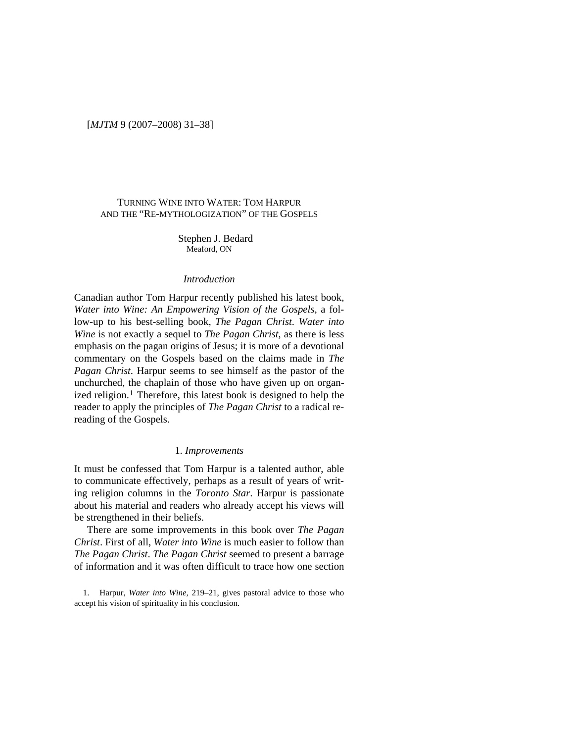# TURNING WINE INTO WATER: TOM HARPUR AND THE "RE-MYTHOLOGIZATION" OF THE GOSPELS

Stephen J. Bedard
Meaford, ON

## *Introduction*

Canadian author Tom Harpur recently published his latest book, *Water into Wine: An Empowering Vision of the Gospels*, a follow-up to his best-selling book, *The Pagan Christ*. *Water into Wine* is not exactly a sequel to *The Pagan Christ*, as there is less emphasis on the pagan origins of Jesus; it is more of a devotional commentary on the Gospels based on the claims made in *The Pagan Christ*. Harpur seems to see himself as the pastor of the unchurched, the chaplain of those who have given up on organized religion.[1] Therefore, this latest book is designed to help the reader to apply the principles of *The Pagan Christ* to a radical rereading of the Gospels.

## 1. *Improvements*

It must be confessed that Tom Harpur is a talented author, able to communicate effectively, perhaps as a result of years of writing religion columns in the *Toronto Star*. Harpur is passionate about his material and readers who already accept his views will be strengthened in their beliefs.

There are some improvements in this book over *The Pagan Christ*. First of all, *Water into Wine* is much easier to follow than *The Pagan Christ*. *The Pagan Christ* seemed to present a barrage of information and it was often difficult to trace how one section

1. Harpur, *Water into Wine*, 219–21, gives pastoral advice to those who accept his vision of spirituality in his conclusion.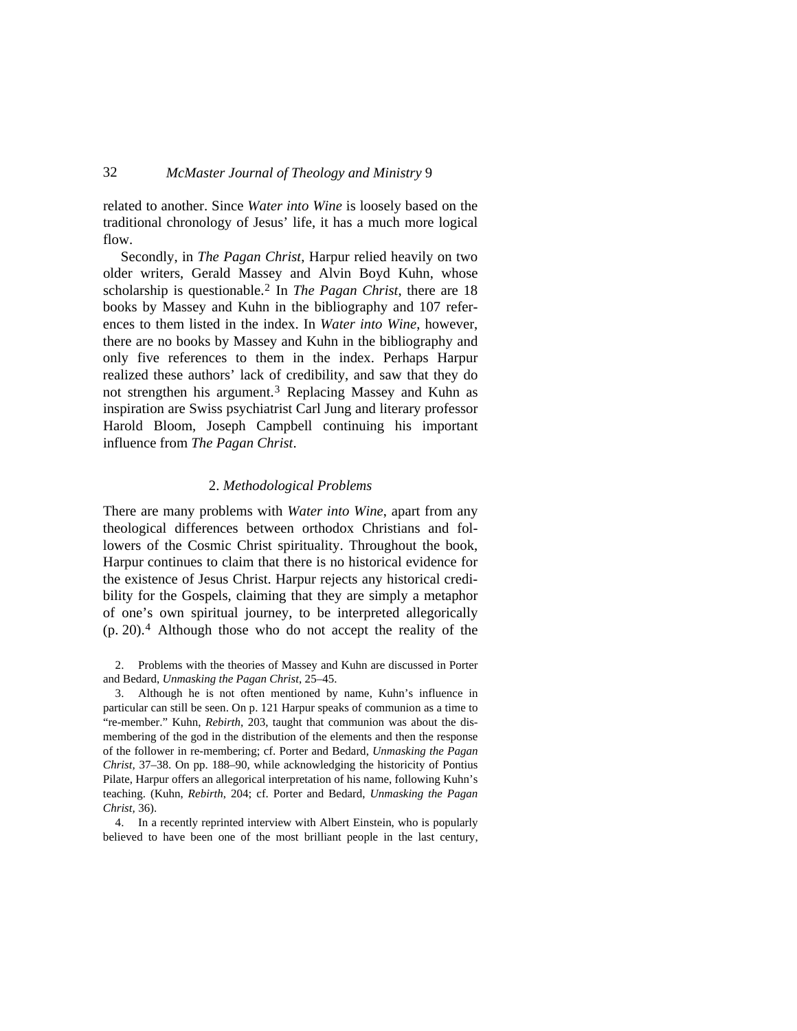related to another. Since *Water into Wine* is loosely based on the traditional chronology of Jesus' life, it has a much more logical flow.

Secondly, in *The Pagan Christ*, Harpur relied heavily on two older writers, Gerald Massey and Alvin Boyd Kuhn, whose scholarship is questionable.[2] In *The Pagan Christ*, there are 18 books by Massey and Kuhn in the bibliography and 107 references to them listed in the index. In *Water into Wine*, however, there are no books by Massey and Kuhn in the bibliography and only five references to them in the index. Perhaps Harpur realized these authors' lack of credibility, and saw that they do not strengthen his argument.[3] Replacing Massey and Kuhn as inspiration are Swiss psychiatrist Carl Jung and literary professor Harold Bloom, Joseph Campbell continuing his important influence from *The Pagan Christ*.

## 2. *Methodological Problems*

There are many problems with *Water into Wine*, apart from any theological differences between orthodox Christians and followers of the Cosmic Christ spirituality. Throughout the book, Harpur continues to claim that there is no historical evidence for the existence of Jesus Christ. Harpur rejects any historical credibility for the Gospels, claiming that they are simply a metaphor of one's own spiritual journey, to be interpreted allegorically (p. 20).[4] Although those who do not accept the reality of the

2. Problems with the theories of Massey and Kuhn are discussed in Porter and Bedard, *Unmasking the Pagan Christ*, 25–45.

3. Although he is not often mentioned by name, Kuhn's influence in particular can still be seen. On p. 121 Harpur speaks of communion as a time to "re-member." Kuhn, *Rebirth*, 203, taught that communion was about the dismembering of the god in the distribution of the elements and then the response of the follower in re-membering; cf. Porter and Bedard, *Unmasking the Pagan Christ*, 37–38. On pp. 188–90, while acknowledging the historicity of Pontius Pilate, Harpur offers an allegorical interpretation of his name, following Kuhn's teaching. (Kuhn, *Rebirth*, 204; cf. Porter and Bedard, *Unmasking the Pagan Christ*, 36).

4. In a recently reprinted interview with Albert Einstein, who is popularly believed to have been one of the most brilliant people in the last century,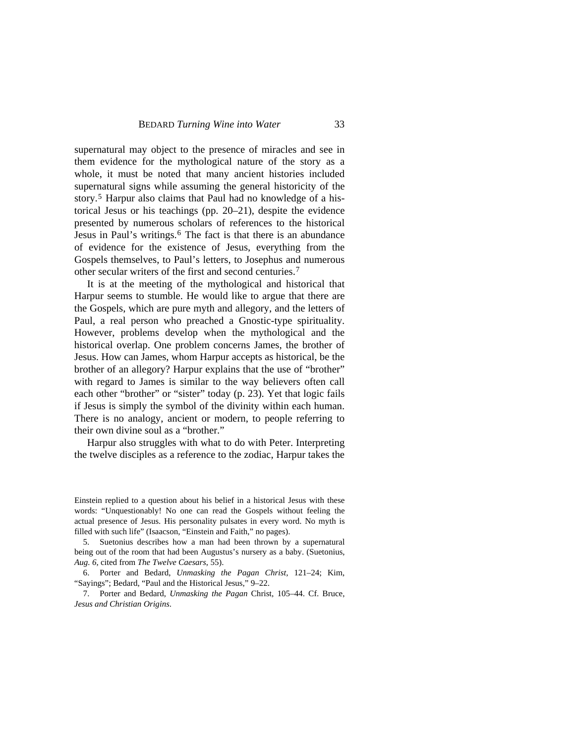supernatural may object to the presence of miracles and see in them evidence for the mythological nature of the story as a whole, it must be noted that many ancient histories included supernatural signs while assuming the general historicity of the story.[5] Harpur also claims that Paul had no knowledge of a historical Jesus or his teachings (pp. 20–21), despite the evidence presented by numerous scholars of references to the historical Jesus in Paul's writings.[6] The fact is that there is an abundance of evidence for the existence of Jesus, everything from the Gospels themselves, to Paul's letters, to Josephus and numerous other secular writers of the first and second centuries.[7]

It is at the meeting of the mythological and historical that Harpur seems to stumble. He would like to argue that there are the Gospels, which are pure myth and allegory, and the letters of Paul, a real person who preached a Gnostic-type spirituality. However, problems develop when the mythological and the historical overlap. One problem concerns James, the brother of Jesus. How can James, whom Harpur accepts as historical, be the brother of an allegory? Harpur explains that the use of "brother" with regard to James is similar to the way believers often call each other "brother" or "sister" today (p. 23). Yet that logic fails if Jesus is simply the symbol of the divinity within each human. There is no analogy, ancient or modern, to people referring to their own divine soul as a "brother."

Harpur also struggles with what to do with Peter. Interpreting the twelve disciples as a reference to the zodiac, Harpur takes the

---

Einstein replied to a question about his belief in a historical Jesus with these words: "Unquestionably! No one can read the Gospels without feeling the actual presence of Jesus. His personality pulsates in every word. No myth is filled with such life" (Isaacson, "Einstein and Faith," no pages).

5. Suetonius describes how a man had been thrown by a supernatural being out of the room that had been Augustus's nursery as a baby. (Suetonius, *Aug. 6,* cited from *The Twelve Caesars*, 55).

6. Porter and Bedard, *Unmasking the Pagan Christ*, 121–24; Kim, "Sayings"; Bedard, "Paul and the Historical Jesus," 9–22.

7. Porter and Bedard, *Unmasking the Pagan* Christ, 105–44. Cf. Bruce, *Jesus and Christian Origins*.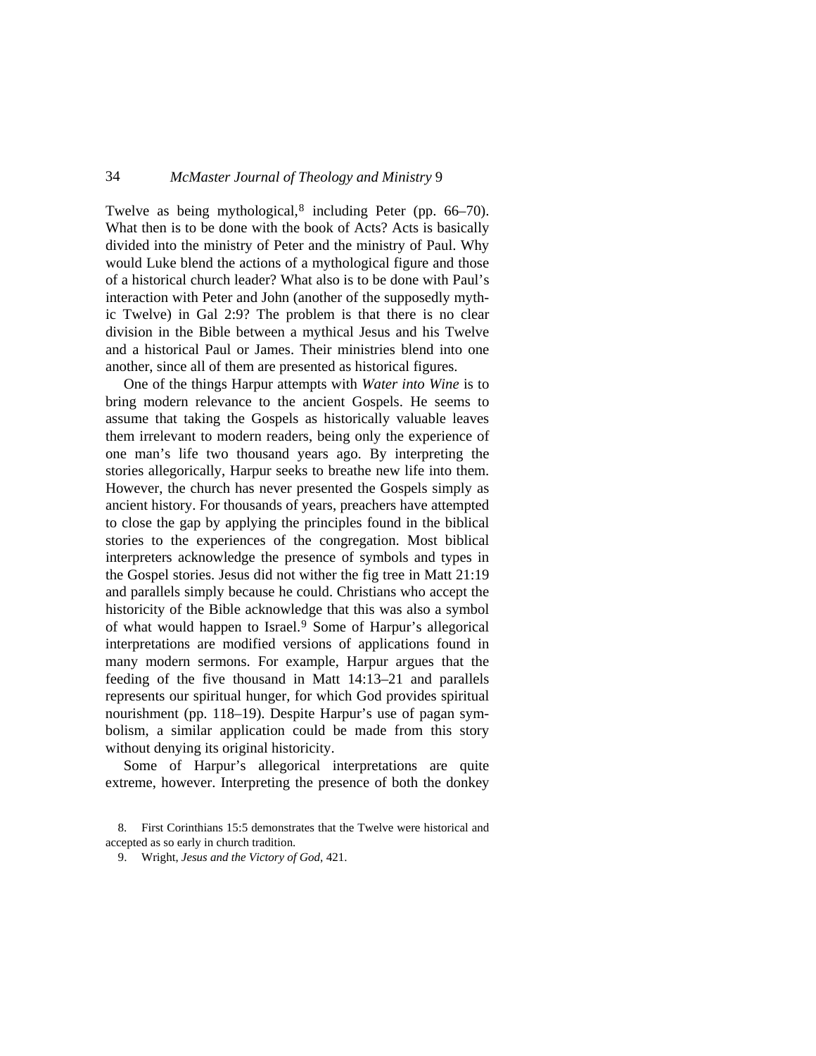Twelve as being mythological,[8] including Peter (pp. 66–70). What then is to be done with the book of Acts? Acts is basically divided into the ministry of Peter and the ministry of Paul. Why would Luke blend the actions of a mythological figure and those of a historical church leader? What also is to be done with Paul's interaction with Peter and John (another of the supposedly mythic Twelve) in Gal 2:9? The problem is that there is no clear division in the Bible between a mythical Jesus and his Twelve and a historical Paul or James. Their ministries blend into one another, since all of them are presented as historical figures.

One of the things Harpur attempts with *Water into Wine* is to bring modern relevance to the ancient Gospels. He seems to assume that taking the Gospels as historically valuable leaves them irrelevant to modern readers, being only the experience of one man's life two thousand years ago. By interpreting the stories allegorically, Harpur seeks to breathe new life into them. However, the church has never presented the Gospels simply as ancient history. For thousands of years, preachers have attempted to close the gap by applying the principles found in the biblical stories to the experiences of the congregation. Most biblical interpreters acknowledge the presence of symbols and types in the Gospel stories. Jesus did not wither the fig tree in Matt 21:19 and parallels simply because he could. Christians who accept the historicity of the Bible acknowledge that this was also a symbol of what would happen to Israel.[9] Some of Harpur's allegorical interpretations are modified versions of applications found in many modern sermons. For example, Harpur argues that the feeding of the five thousand in Matt 14:13–21 and parallels represents our spiritual hunger, for which God provides spiritual nourishment (pp. 118–19). Despite Harpur's use of pagan symbolism, a similar application could be made from this story without denying its original historicity.

Some of Harpur's allegorical interpretations are quite extreme, however. Interpreting the presence of both the donkey

8. First Corinthians 15:5 demonstrates that the Twelve were historical and accepted as so early in church tradition.

9. Wright, *Jesus and the Victory of God*, 421.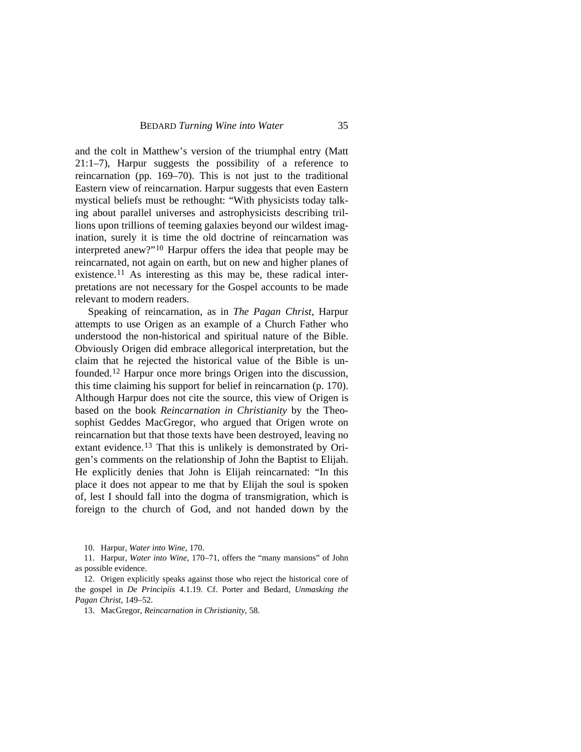and the colt in Matthew's version of the triumphal entry (Matt 21:1–7), Harpur suggests the possibility of a reference to reincarnation (pp. 169–70). This is not just to the traditional Eastern view of reincarnation. Harpur suggests that even Eastern mystical beliefs must be rethought: "With physicists today talking about parallel universes and astrophysicists describing trillions upon trillions of teeming galaxies beyond our wildest imagination, surely it is time the old doctrine of reincarnation was interpreted anew?"[10] Harpur offers the idea that people may be reincarnated, not again on earth, but on new and higher planes of existence.[11] As interesting as this may be, these radical interpretations are not necessary for the Gospel accounts to be made relevant to modern readers.

Speaking of reincarnation, as in *The Pagan Christ*, Harpur attempts to use Origen as an example of a Church Father who understood the non-historical and spiritual nature of the Bible. Obviously Origen did embrace allegorical interpretation, but the claim that he rejected the historical value of the Bible is unfounded.[12] Harpur once more brings Origen into the discussion, this time claiming his support for belief in reincarnation (p. 170). Although Harpur does not cite the source, this view of Origen is based on the book *Reincarnation in Christianity* by the Theosophist Geddes MacGregor, who argued that Origen wrote on reincarnation but that those texts have been destroyed, leaving no extant evidence.[13] That this is unlikely is demonstrated by Origen's comments on the relationship of John the Baptist to Elijah. He explicitly denies that John is Elijah reincarnated: "In this place it does not appear to me that by Elijah the soul is spoken of, lest I should fall into the dogma of transmigration, which is foreign to the church of God, and not handed down by the

10. Harpur, *Water into Wine*, 170.

11. Harpur, *Water into Wine*, 170–71, offers the "many mansions" of John as possible evidence.

12. Origen explicitly speaks against those who reject the historical core of the gospel in *De Principiis* 4.1.19. Cf. Porter and Bedard, *Unmasking the Pagan Christ*, 149–52.

13. MacGregor, *Reincarnation in Christianity*, 58.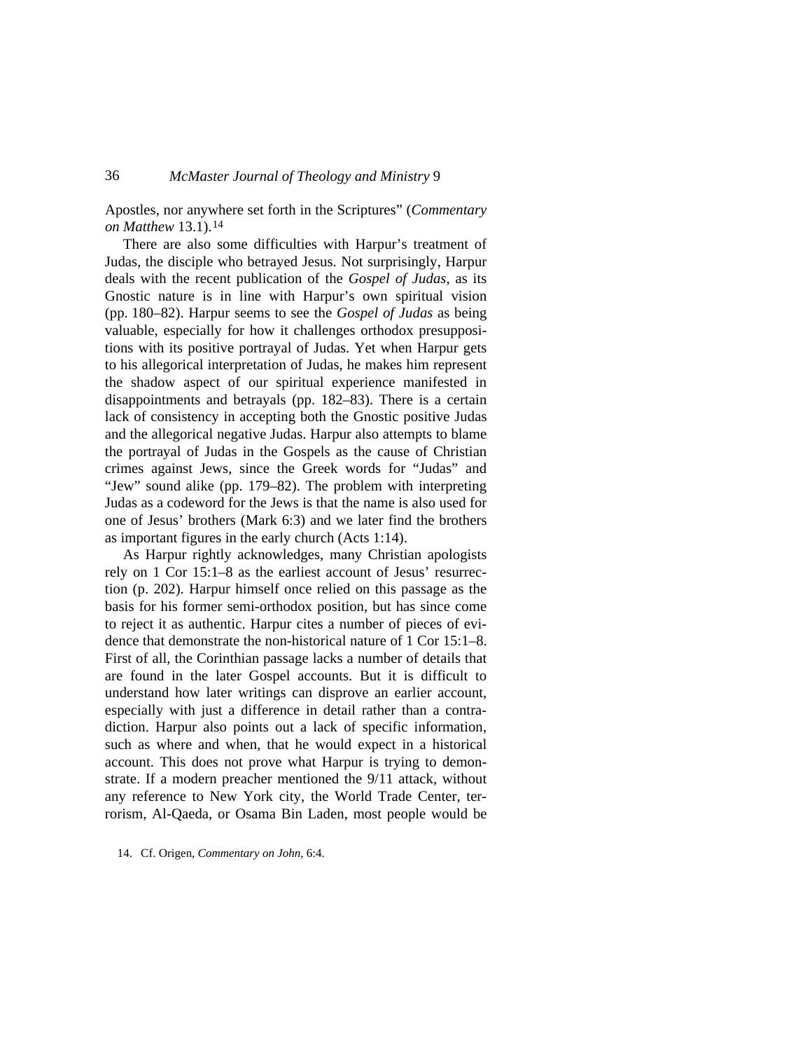Apostles, nor anywhere set forth in the Scriptures" (*Commentary on Matthew* 13.1).[14]

There are also some difficulties with Harpur's treatment of Judas, the disciple who betrayed Jesus. Not surprisingly, Harpur deals with the recent publication of the *Gospel of Judas*, as its Gnostic nature is in line with Harpur's own spiritual vision (pp. 180–82). Harpur seems to see the *Gospel of Judas* as being valuable, especially for how it challenges orthodox presuppositions with its positive portrayal of Judas. Yet when Harpur gets to his allegorical interpretation of Judas, he makes him represent the shadow aspect of our spiritual experience manifested in disappointments and betrayals (pp. 182–83). There is a certain lack of consistency in accepting both the Gnostic positive Judas and the allegorical negative Judas. Harpur also attempts to blame the portrayal of Judas in the Gospels as the cause of Christian crimes against Jews, since the Greek words for "Judas" and "Jew" sound alike (pp. 179–82). The problem with interpreting Judas as a codeword for the Jews is that the name is also used for one of Jesus' brothers (Mark 6:3) and we later find the brothers as important figures in the early church (Acts 1:14).

As Harpur rightly acknowledges, many Christian apologists rely on 1 Cor 15:1–8 as the earliest account of Jesus' resurrection (p. 202). Harpur himself once relied on this passage as the basis for his former semi-orthodox position, but has since come to reject it as authentic. Harpur cites a number of pieces of evidence that demonstrate the non-historical nature of 1 Cor 15:1–8. First of all, the Corinthian passage lacks a number of details that are found in the later Gospel accounts. But it is difficult to understand how later writings can disprove an earlier account, especially with just a difference in detail rather than a contradiction. Harpur also points out a lack of specific information, such as where and when, that he would expect in a historical account. This does not prove what Harpur is trying to demonstrate. If a modern preacher mentioned the 9/11 attack, without any reference to New York city, the World Trade Center, terrorism, Al-Qaeda, or Osama Bin Laden, most people would be

14. Cf. Origen, *Commentary on John*, 6:4.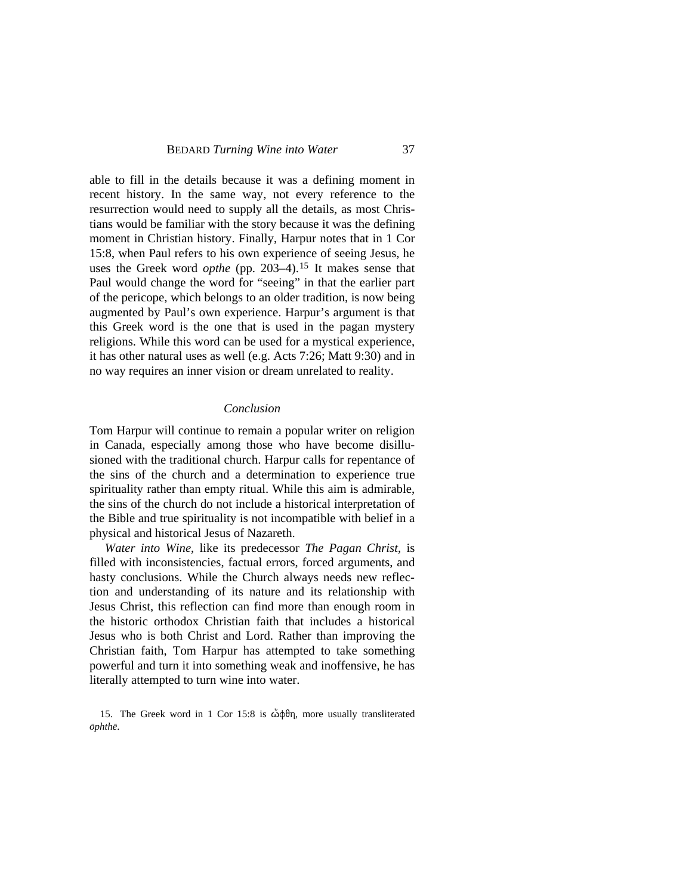able to fill in the details because it was a defining moment in recent history. In the same way, not every reference to the resurrection would need to supply all the details, as most Christians would be familiar with the story because it was the defining moment in Christian history. Finally, Harpur notes that in 1 Cor 15:8, when Paul refers to his own experience of seeing Jesus, he uses the Greek word *opthe* (pp. 203–4).[15] It makes sense that Paul would change the word for "seeing" in that the earlier part of the pericope, which belongs to an older tradition, is now being augmented by Paul's own experience. Harpur's argument is that this Greek word is the one that is used in the pagan mystery religions. While this word can be used for a mystical experience, it has other natural uses as well (e.g. Acts 7:26; Matt 9:30) and in no way requires an inner vision or dream unrelated to reality.

## *Conclusion*

Tom Harpur will continue to remain a popular writer on religion in Canada, especially among those who have become disillusioned with the traditional church. Harpur calls for repentance of the sins of the church and a determination to experience true spirituality rather than empty ritual. While this aim is admirable, the sins of the church do not include a historical interpretation of the Bible and true spirituality is not incompatible with belief in a physical and historical Jesus of Nazareth.

*Water into Wine*, like its predecessor *The Pagan Christ*, is filled with inconsistencies, factual errors, forced arguments, and hasty conclusions. While the Church always needs new reflection and understanding of its nature and its relationship with Jesus Christ, this reflection can find more than enough room in the historic orthodox Christian faith that includes a historical Jesus who is both Christ and Lord. Rather than improving the Christian faith, Tom Harpur has attempted to take something powerful and turn it into something weak and inoffensive, he has literally attempted to turn wine into water.

15. The Greek word in 1 Cor 15:8 is ὤφθη, more usually transliterated *ōphthē*.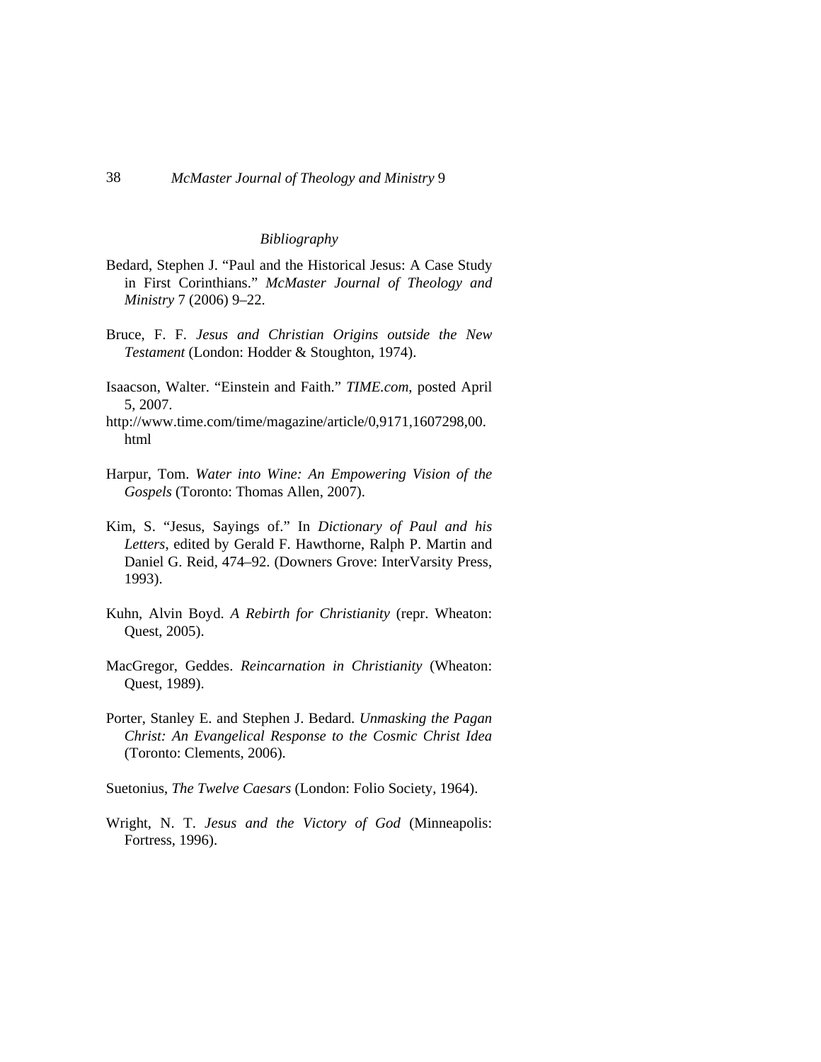*Bibliography*

Bedard, Stephen J. "Paul and the Historical Jesus: A Case Study in First Corinthians." *McMaster Journal of Theology and Ministry* 7 (2006) 9–22.

Bruce, F. F. *Jesus and Christian Origins outside the New Testament* (London: Hodder & Stoughton, 1974).

Isaacson, Walter. "Einstein and Faith." *TIME.com*, posted April 5, 2007.
http://www.time.com/time/magazine/article/0,9171,1607298,00.html

Harpur, Tom. *Water into Wine: An Empowering Vision of the Gospels* (Toronto: Thomas Allen, 2007).

Kim, S. "Jesus, Sayings of." In *Dictionary of Paul and his Letters*, edited by Gerald F. Hawthorne, Ralph P. Martin and Daniel G. Reid, 474–92. (Downers Grove: InterVarsity Press, 1993).

Kuhn, Alvin Boyd. *A Rebirth for Christianity* (repr. Wheaton: Quest, 2005).

MacGregor, Geddes. *Reincarnation in Christianity* (Wheaton: Quest, 1989).

Porter, Stanley E. and Stephen J. Bedard. *Unmasking the Pagan Christ: An Evangelical Response to the Cosmic Christ Idea* (Toronto: Clements, 2006).

Suetonius, *The Twelve Caesars* (London: Folio Society, 1964).

Wright, N. T. *Jesus and the Victory of God* (Minneapolis: Fortress, 1996).